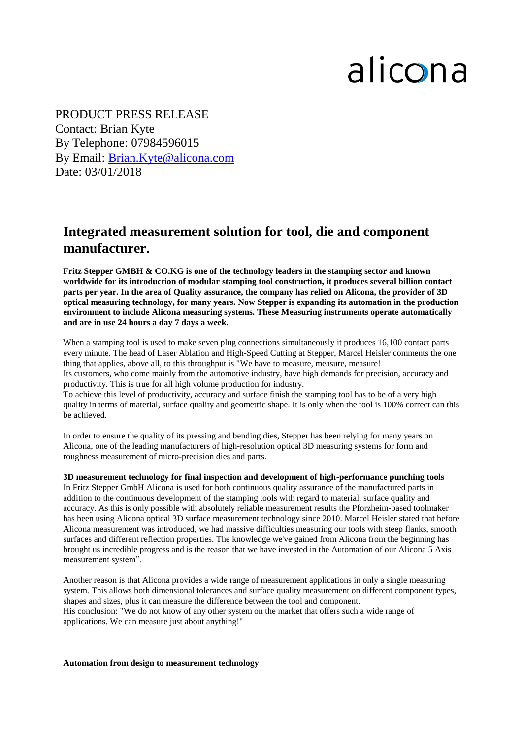alicona

PRODUCT PRESS RELEASE
Contact: Brian Kyte
By Telephone: 07984596015
By Email: [Brian.Kyte@alicona.com](mailto:Brian.Kyte@alicona.com)
Date: 03/01/2018

# Integrated measurement solution for tool, die and component manufacturer.

**Fritz Stepper GMBH & CO.KG is one of the technology leaders in the stamping sector and known worldwide for its introduction of modular stamping tool construction, it produces several billion contact parts per year. In the area of Quality assurance, the company has relied on Alicona, the provider of 3D optical measuring technology, for many years. Now Stepper is expanding its automation in the production environment to include Alicona measuring systems. These Measuring instruments operate automatically and are in use 24 hours a day 7 days a week.**

When a stamping tool is used to make seven plug connections simultaneously it produces 16,100 contact parts every minute. The head of Laser Ablation and High-Speed Cutting at Stepper, Marcel Heisler comments the one thing that applies, above all, to this throughput is "We have to measure, measure, measure!
Its customers, who come mainly from the automotive industry, have high demands for precision, accuracy and productivity. This is true for all high volume production for industry.
To achieve this level of productivity, accuracy and surface finish the stamping tool has to be of a very high quality in terms of material, surface quality and geometric shape. It is only when the tool is 100% correct can this be achieved.

In order to ensure the quality of its pressing and bending dies, Stepper has been relying for many years on Alicona, one of the leading manufacturers of high-resolution optical 3D measuring systems for form and roughness measurement of micro-precision dies and parts.

**3D measurement technology for final inspection and development of high-performance punching tools**
In Fritz Stepper GmbH Alicona is used for both continuous quality assurance of the manufactured parts in addition to the continuous development of the stamping tools with regard to material, surface quality and accuracy. As this is only possible with absolutely reliable measurement results the Pforzheim-based toolmaker has been using Alicona optical 3D surface measurement technology since 2010. Marcel Heisler stated that before Alicona measurement was introduced, we had massive difficulties measuring our tools with steep flanks, smooth surfaces and different reflection properties. The knowledge we've gained from Alicona from the beginning has brought us incredible progress and is the reason that we have invested in the Automation of our Alicona 5 Axis measurement system".

Another reason is that Alicona provides a wide range of measurement applications in only a single measuring system. This allows both dimensional tolerances and surface quality measurement on different component types, shapes and sizes, plus it can measure the difference between the tool and component.
His conclusion: "We do not know of any other system on the market that offers such a wide range of applications. We can measure just about anything!"

**Automation from design to measurement technology**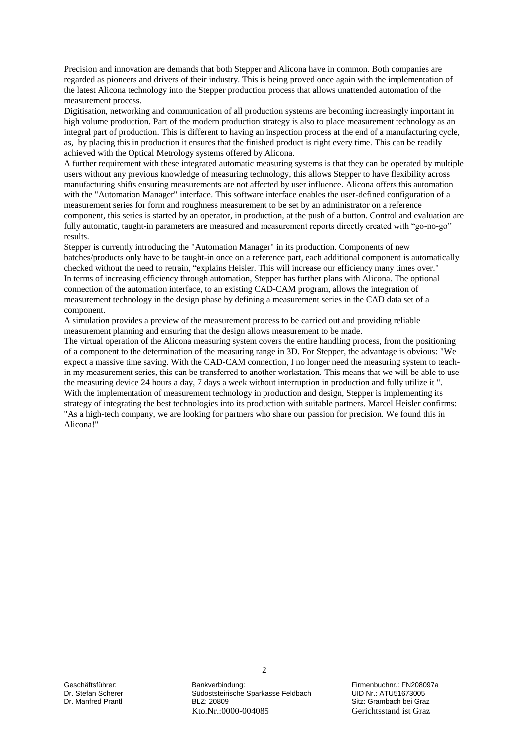Precision and innovation are demands that both Stepper and Alicona have in common. Both companies are regarded as pioneers and drivers of their industry. This is being proved once again with the implementation of the latest Alicona technology into the Stepper production process that allows unattended automation of the measurement process.

Digitisation, networking and communication of all production systems are becoming increasingly important in high volume production. Part of the modern production strategy is also to place measurement technology as an integral part of production. This is different to having an inspection process at the end of a manufacturing cycle, as, by placing this in production it ensures that the finished product is right every time. This can be readily achieved with the Optical Metrology systems offered by Alicona.

A further requirement with these integrated automatic measuring systems is that they can be operated by multiple users without any previous knowledge of measuring technology, this allows Stepper to have flexibility across manufacturing shifts ensuring measurements are not affected by user influence. Alicona offers this automation with the "Automation Manager" interface. This software interface enables the user-defined configuration of a measurement series for form and roughness measurement to be set by an administrator on a reference component, this series is started by an operator, in production, at the push of a button. Control and evaluation are fully automatic, taught-in parameters are measured and measurement reports directly created with "go-no-go" results.

Stepper is currently introducing the "Automation Manager" in its production. Components of new batches/products only have to be taught-in once on a reference part, each additional component is automatically checked without the need to retrain, "explains Heisler. This will increase our efficiency many times over."

In terms of increasing efficiency through automation, Stepper has further plans with Alicona. The optional connection of the automation interface, to an existing CAD-CAM program, allows the integration of measurement technology in the design phase by defining a measurement series in the CAD data set of a component.

A simulation provides a preview of the measurement process to be carried out and providing reliable measurement planning and ensuring that the design allows measurement to be made.

The virtual operation of the Alicona measuring system covers the entire handling process, from the positioning of a component to the determination of the measuring range in 3D. For Stepper, the advantage is obvious: "We expect a massive time saving. With the CAD-CAM connection, I no longer need the measuring system to teach-in my measurement series, this can be transferred to another workstation. This means that we will be able to use the measuring device 24 hours a day, 7 days a week without interruption in production and fully utilize it ".

With the implementation of measurement technology in production and design, Stepper is implementing its strategy of integrating the best technologies into its production with suitable partners. Marcel Heisler confirms: "As a high-tech company, we are looking for partners who share our passion for precision. We found this in Alicona!"